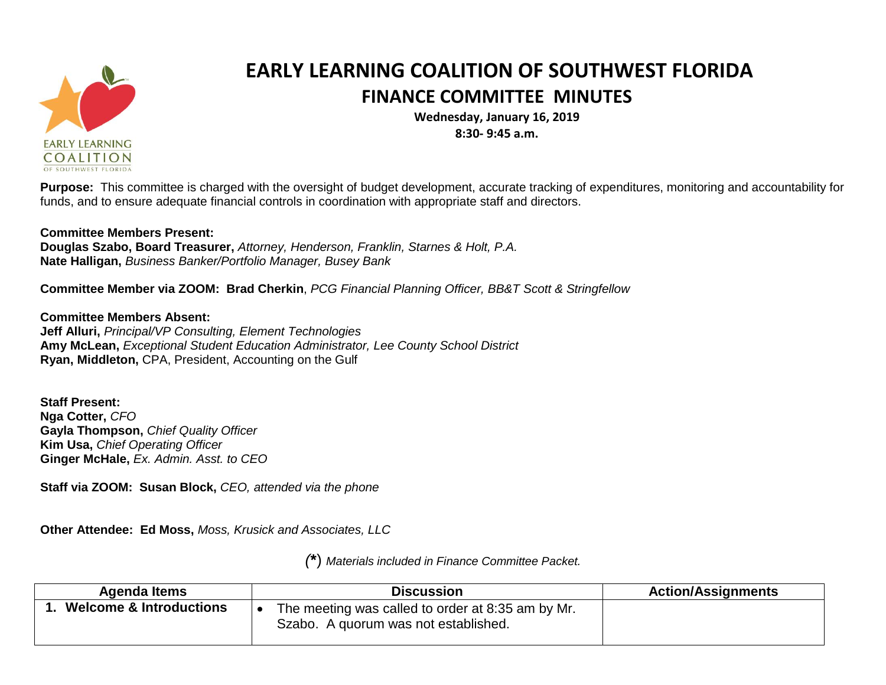# EARLY LEARNING COALITION OF SOUTHWEST FLORIDA

## FINANCE COMMITTEE MINUTES

**Wednesday, January 16, 2019**
**8:30- 9:45 a.m.**

**Purpose:** This committee is charged with the oversight of budget development, accurate tracking of expenditures, monitoring and accountability for funds, and to ensure adequate financial controls in coordination with appropriate staff and directors.

**Committee Members Present:**
**Douglas Szabo, Board Treasurer,** *Attorney, Henderson, Franklin, Starnes & Holt, P.A.*
**Nate Halligan,** *Business Banker/Portfolio Manager, Busey Bank*

**Committee Member via ZOOM: Brad Cherkin**, *PCG Financial Planning Officer, BB&T Scott & Stringfellow*

**Committee Members Absent:**
**Jeff Alluri,** *Principal/VP Consulting, Element Technologies*
**Amy McLean,** *Exceptional Student Education Administrator, Lee County School District*
**Ryan, Middleton,** CPA, President, Accounting on the Gulf

**Staff Present:**
**Nga Cotter,** *CFO*
**Gayla Thompson,** *Chief Quality Officer*
**Kim Usa,** *Chief Operating Officer*
**Ginger McHale,** *Ex. Admin. Asst. to CEO*

**Staff via ZOOM: Susan Block,** *CEO, attended via the phone*

**Other Attendee: Ed Moss,** *Moss, Krusick and Associates, LLC*

*(***\****) Materials included in Finance Committee Packet.*

| Agenda Items | Discussion | Action/Assignments |
|---|---|---|
| **1. Welcome & Introductions** | • The meeting was called to order at 8:35 am by Mr. Szabo. A quorum was not established. | |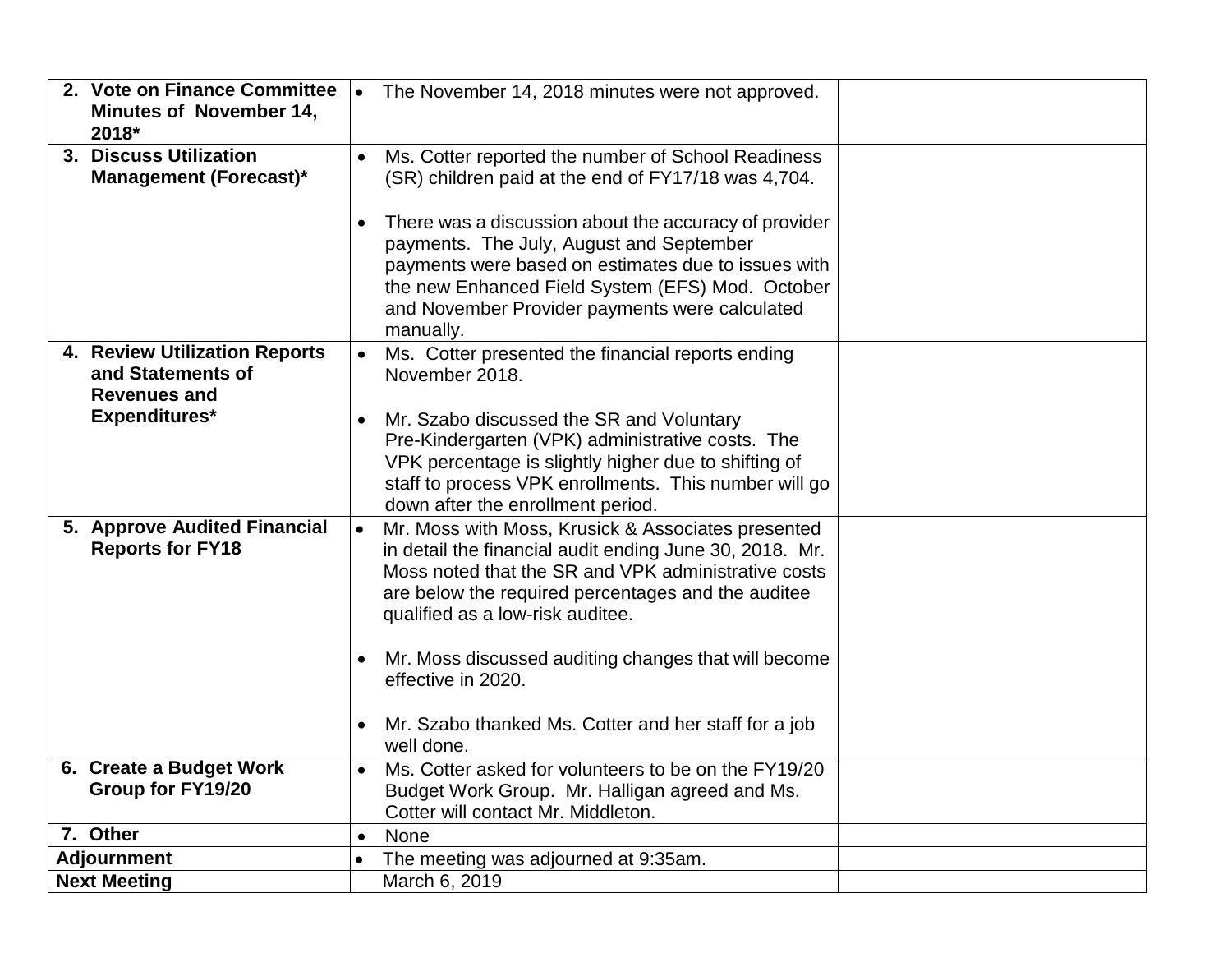| | | |
|---|---|---|
| **2. Vote on Finance Committee Minutes of November 14, 2018*** | • The November 14, 2018 minutes were not approved. | |
| **3. Discuss Utilization Management (Forecast)*** | • Ms. Cotter reported the number of School Readiness (SR) children paid at the end of FY17/18 was 4,704.<br><br>• There was a discussion about the accuracy of provider payments. The July, August and September payments were based on estimates due to issues with the new Enhanced Field System (EFS) Mod. October and November Provider payments were calculated manually. | |
| **4. Review Utilization Reports and Statements of Revenues and Expenditures*** | • Ms. Cotter presented the financial reports ending November 2018.<br><br>• Mr. Szabo discussed the SR and Voluntary Pre-Kindergarten (VPK) administrative costs. The VPK percentage is slightly higher due to shifting of staff to process VPK enrollments. This number will go down after the enrollment period. | |
| **5. Approve Audited Financial Reports for FY18** | • Mr. Moss with Moss, Krusick & Associates presented in detail the financial audit ending June 30, 2018. Mr. Moss noted that the SR and VPK administrative costs are below the required percentages and the auditee qualified as a low-risk auditee.<br><br>• Mr. Moss discussed auditing changes that will become effective in 2020.<br><br>• Mr. Szabo thanked Ms. Cotter and her staff for a job well done. | |
| **6. Create a Budget Work Group for FY19/20** | • Ms. Cotter asked for volunteers to be on the FY19/20 Budget Work Group. Mr. Halligan agreed and Ms. Cotter will contact Mr. Middleton. | |
| **7. Other** | • None | |
| **Adjournment** | • The meeting was adjourned at 9:35am. | |
| **Next Meeting** | March 6, 2019 | |